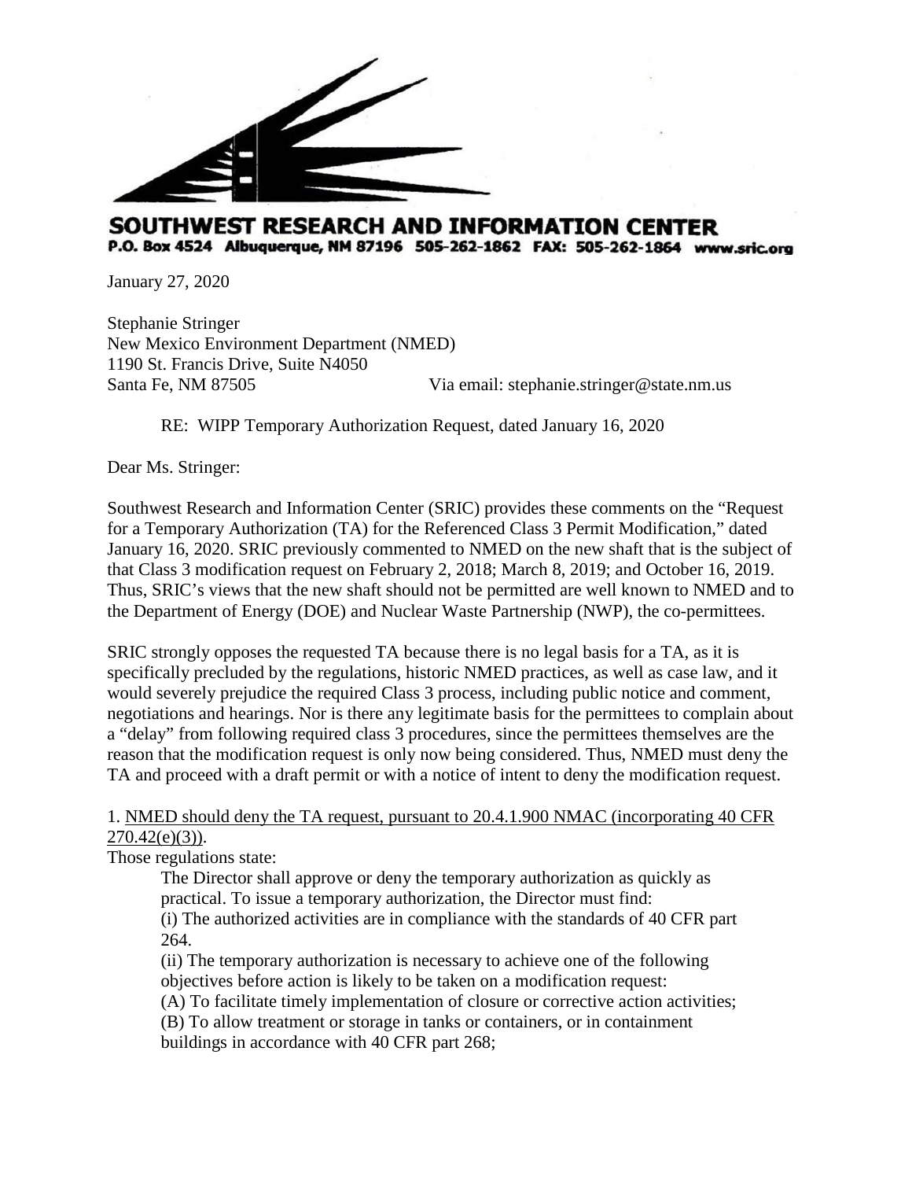**SOUTHWEST RESEARCH AND INFORMATION CENTER**
**P.O. Box 4524 Albuquerque, NM 87196 505-262-1862 FAX: 505-262-1864 www.sric.org**

January 27, 2020

Stephanie Stringer
New Mexico Environment Department (NMED)
1190 St. Francis Drive, Suite N4050
Santa Fe, NM 87505 Via email: stephanie.stringer@state.nm.us

RE: WIPP Temporary Authorization Request, dated January 16, 2020

Dear Ms. Stringer:

Southwest Research and Information Center (SRIC) provides these comments on the "Request for a Temporary Authorization (TA) for the Referenced Class 3 Permit Modification," dated January 16, 2020. SRIC previously commented to NMED on the new shaft that is the subject of that Class 3 modification request on February 2, 2018; March 8, 2019; and October 16, 2019. Thus, SRIC's views that the new shaft should not be permitted are well known to NMED and to the Department of Energy (DOE) and Nuclear Waste Partnership (NWP), the co-permittees.

SRIC strongly opposes the requested TA because there is no legal basis for a TA, as it is specifically precluded by the regulations, historic NMED practices, as well as case law, and it would severely prejudice the required Class 3 process, including public notice and comment, negotiations and hearings. Nor is there any legitimate basis for the permittees to complain about a "delay" from following required class 3 procedures, since the permittees themselves are the reason that the modification request is only now being considered. Thus, NMED must deny the TA and proceed with a draft permit or with a notice of intent to deny the modification request.

1. <u>NMED should deny the TA request, pursuant to 20.4.1.900 NMAC (incorporating 40 CFR 270.42(e)(3)).</u>

Those regulations state:

> The Director shall approve or deny the temporary authorization as quickly as practical. To issue a temporary authorization, the Director must find:
>
> (i) The authorized activities are in compliance with the standards of 40 CFR part 264.
>
> (ii) The temporary authorization is necessary to achieve one of the following objectives before action is likely to be taken on a modification request:
>
> (A) To facilitate timely implementation of closure or corrective action activities;
>
> (B) To allow treatment or storage in tanks or containers, or in containment buildings in accordance with 40 CFR part 268;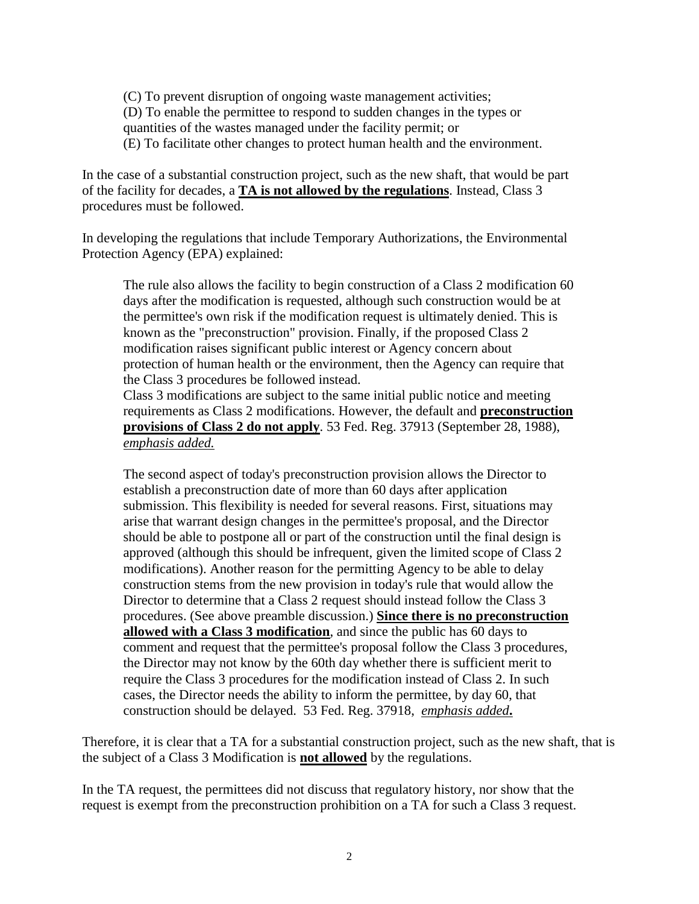> (C) To prevent disruption of ongoing waste management activities;
> (D) To enable the permittee to respond to sudden changes in the types or quantities of the wastes managed under the facility permit; or
> (E) To facilitate other changes to protect human health and the environment.

In the case of a substantial construction project, such as the new shaft, that would be part of the facility for decades, a **<u>TA is not allowed by the regulations</u>**. Instead, Class 3 procedures must be followed.

In developing the regulations that include Temporary Authorizations, the Environmental Protection Agency (EPA) explained:

> The rule also allows the facility to begin construction of a Class 2 modification 60 days after the modification is requested, although such construction would be at the permittee's own risk if the modification request is ultimately denied. This is known as the "preconstruction" provision. Finally, if the proposed Class 2 modification raises significant public interest or Agency concern about protection of human health or the environment, then the Agency can require that the Class 3 procedures be followed instead.
> Class 3 modifications are subject to the same initial public notice and meeting requirements as Class 2 modifications. However, the default and **<u>preconstruction provisions of Class 2 do not apply</u>**. 53 Fed. Reg. 37913 (September 28, 1988), *<u>emphasis added.</u>*
>
> The second aspect of today's preconstruction provision allows the Director to establish a preconstruction date of more than 60 days after application submission. This flexibility is needed for several reasons. First, situations may arise that warrant design changes in the permittee's proposal, and the Director should be able to postpone all or part of the construction until the final design is approved (although this should be infrequent, given the limited scope of Class 2 modifications). Another reason for the permitting Agency to be able to delay construction stems from the new provision in today's rule that would allow the Director to determine that a Class 2 request should instead follow the Class 3 procedures. (See above preamble discussion.) **<u>Since there is no preconstruction allowed with a Class 3 modification</u>**, and since the public has 60 days to comment and request that the permittee's proposal follow the Class 3 procedures, the Director may not know by the 60th day whether there is sufficient merit to require the Class 3 procedures for the modification instead of Class 2. In such cases, the Director needs the ability to inform the permittee, by day 60, that construction should be delayed. 53 Fed. Reg. 37918, *<u>emphasis added</u>***.**

Therefore, it is clear that a TA for a substantial construction project, such as the new shaft, that is the subject of a Class 3 Modification is **<u>not allowed</u>** by the regulations.

In the TA request, the permittees did not discuss that regulatory history, nor show that the request is exempt from the preconstruction prohibition on a TA for such a Class 3 request.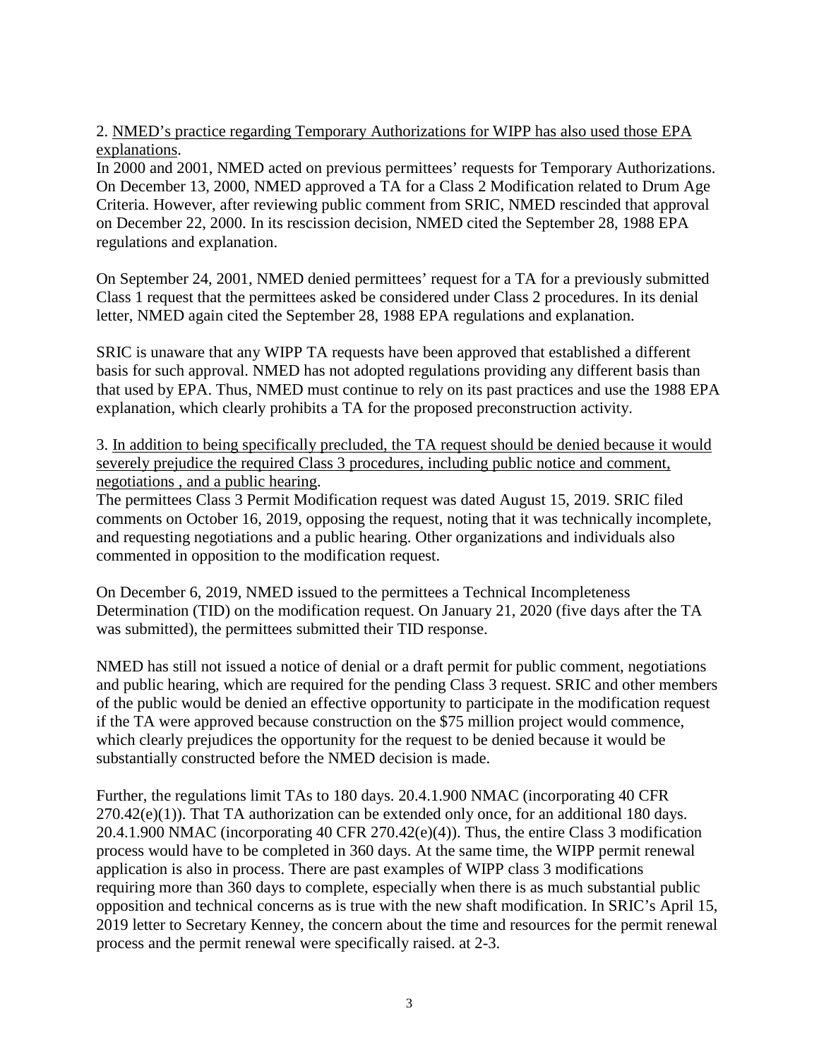2. <u>NMED's practice regarding Temporary Authorizations for WIPP has also used those EPA explanations</u>.

In 2000 and 2001, NMED acted on previous permittees' requests for Temporary Authorizations. On December 13, 2000, NMED approved a TA for a Class 2 Modification related to Drum Age Criteria. However, after reviewing public comment from SRIC, NMED rescinded that approval on December 22, 2000. In its rescission decision, NMED cited the September 28, 1988 EPA regulations and explanation.

On September 24, 2001, NMED denied permittees' request for a TA for a previously submitted Class 1 request that the permittees asked be considered under Class 2 procedures. In its denial letter, NMED again cited the September 28, 1988 EPA regulations and explanation.

SRIC is unaware that any WIPP TA requests have been approved that established a different basis for such approval. NMED has not adopted regulations providing any different basis than that used by EPA. Thus, NMED must continue to rely on its past practices and use the 1988 EPA explanation, which clearly prohibits a TA for the proposed preconstruction activity.

3. <u>In addition to being specifically precluded, the TA request should be denied because it would severely prejudice the required Class 3 procedures, including public notice and comment, negotiations , and a public hearing</u>.

The permittees Class 3 Permit Modification request was dated August 15, 2019. SRIC filed comments on October 16, 2019, opposing the request, noting that it was technically incomplete, and requesting negotiations and a public hearing. Other organizations and individuals also commented in opposition to the modification request.

On December 6, 2019, NMED issued to the permittees a Technical Incompleteness Determination (TID) on the modification request. On January 21, 2020 (five days after the TA was submitted), the permittees submitted their TID response.

NMED has still not issued a notice of denial or a draft permit for public comment, negotiations and public hearing, which are required for the pending Class 3 request. SRIC and other members of the public would be denied an effective opportunity to participate in the modification request if the TA were approved because construction on the $75 million project would commence, which clearly prejudices the opportunity for the request to be denied because it would be substantially constructed before the NMED decision is made.

Further, the regulations limit TAs to 180 days. 20.4.1.900 NMAC (incorporating 40 CFR 270.42(e)(1)). That TA authorization can be extended only once, for an additional 180 days. 20.4.1.900 NMAC (incorporating 40 CFR 270.42(e)(4)). Thus, the entire Class 3 modification process would have to be completed in 360 days. At the same time, the WIPP permit renewal application is also in process. There are past examples of WIPP class 3 modifications requiring more than 360 days to complete, especially when there is as much substantial public opposition and technical concerns as is true with the new shaft modification. In SRIC's April 15, 2019 letter to Secretary Kenney, the concern about the time and resources for the permit renewal process and the permit renewal were specifically raised. at 2-3.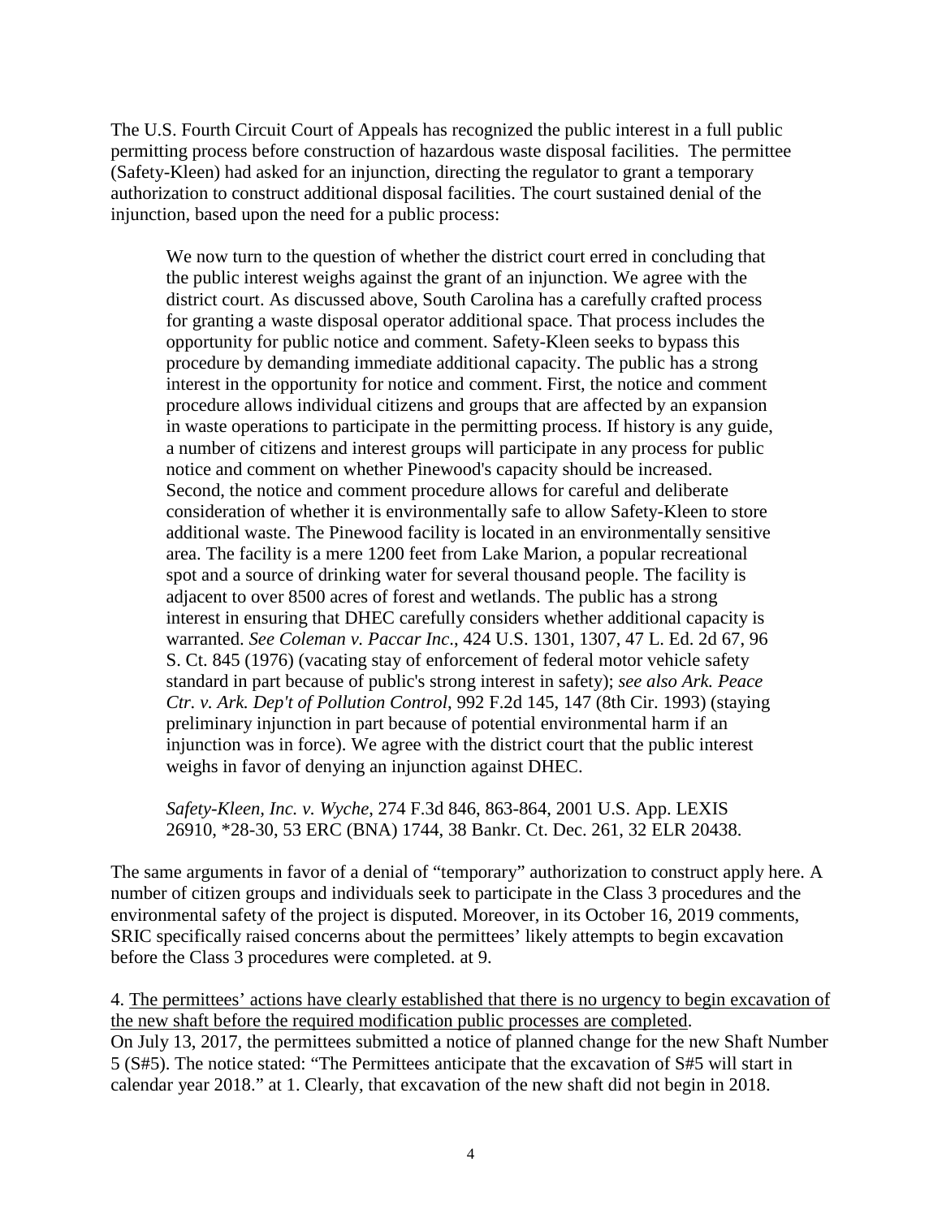The U.S. Fourth Circuit Court of Appeals has recognized the public interest in a full public permitting process before construction of hazardous waste disposal facilities. The permittee (Safety-Kleen) had asked for an injunction, directing the regulator to grant a temporary authorization to construct additional disposal facilities. The court sustained denial of the injunction, based upon the need for a public process:

> We now turn to the question of whether the district court erred in concluding that the public interest weighs against the grant of an injunction. We agree with the district court. As discussed above, South Carolina has a carefully crafted process for granting a waste disposal operator additional space. That process includes the opportunity for public notice and comment. Safety-Kleen seeks to bypass this procedure by demanding immediate additional capacity. The public has a strong interest in the opportunity for notice and comment. First, the notice and comment procedure allows individual citizens and groups that are affected by an expansion in waste operations to participate in the permitting process. If history is any guide, a number of citizens and interest groups will participate in any process for public notice and comment on whether Pinewood's capacity should be increased. Second, the notice and comment procedure allows for careful and deliberate consideration of whether it is environmentally safe to allow Safety-Kleen to store additional waste. The Pinewood facility is located in an environmentally sensitive area. The facility is a mere 1200 feet from Lake Marion, a popular recreational spot and a source of drinking water for several thousand people. The facility is adjacent to over 8500 acres of forest and wetlands. The public has a strong interest in ensuring that DHEC carefully considers whether additional capacity is warranted. *See Coleman v. Paccar Inc*., 424 U.S. 1301, 1307, 47 L. Ed. 2d 67, 96 S. Ct. 845 (1976) (vacating stay of enforcement of federal motor vehicle safety standard in part because of public's strong interest in safety); *see also Ark. Peace Ctr. v. Ark. Dep't of Pollution Control*, 992 F.2d 145, 147 (8th Cir. 1993) (staying preliminary injunction in part because of potential environmental harm if an injunction was in force). We agree with the district court that the public interest weighs in favor of denying an injunction against DHEC.
>
> *Safety-Kleen, Inc. v. Wyche*, 274 F.3d 846, 863-864, 2001 U.S. App. LEXIS 26910, *28-30, 53 ERC (BNA) 1744, 38 Bankr. Ct. Dec. 261, 32 ELR 20438.

The same arguments in favor of a denial of "temporary" authorization to construct apply here. A number of citizen groups and individuals seek to participate in the Class 3 procedures and the environmental safety of the project is disputed. Moreover, in its October 16, 2019 comments, SRIC specifically raised concerns about the permittees' likely attempts to begin excavation before the Class 3 procedures were completed. at 9.

4. <u>The permittees' actions have clearly established that there is no urgency to begin excavation of the new shaft before the required modification public processes are completed</u>.

On July 13, 2017, the permittees submitted a notice of planned change for the new Shaft Number 5 (S#5). The notice stated: "The Permittees anticipate that the excavation of S#5 will start in calendar year 2018." at 1. Clearly, that excavation of the new shaft did not begin in 2018.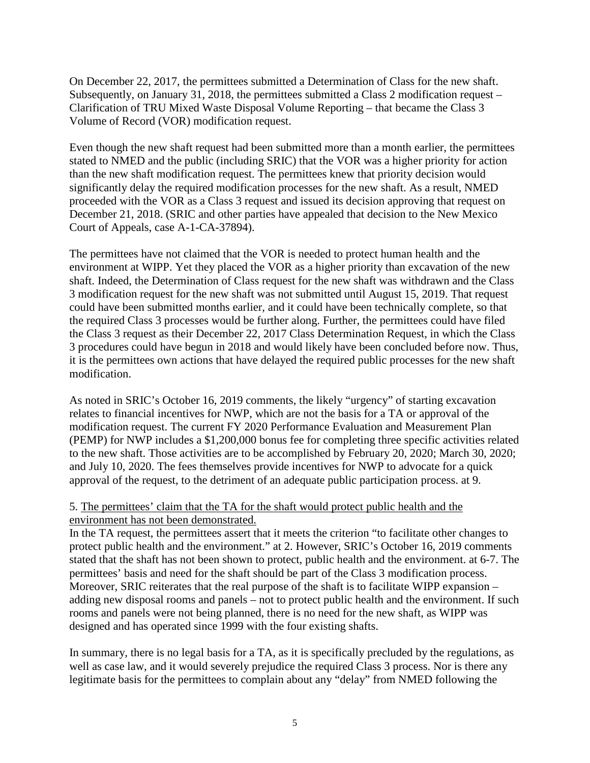On December 22, 2017, the permittees submitted a Determination of Class for the new shaft. Subsequently, on January 31, 2018, the permittees submitted a Class 2 modification request – Clarification of TRU Mixed Waste Disposal Volume Reporting – that became the Class 3 Volume of Record (VOR) modification request.

Even though the new shaft request had been submitted more than a month earlier, the permittees stated to NMED and the public (including SRIC) that the VOR was a higher priority for action than the new shaft modification request. The permittees knew that priority decision would significantly delay the required modification processes for the new shaft. As a result, NMED proceeded with the VOR as a Class 3 request and issued its decision approving that request on December 21, 2018. (SRIC and other parties have appealed that decision to the New Mexico Court of Appeals, case A-1-CA-37894).

The permittees have not claimed that the VOR is needed to protect human health and the environment at WIPP. Yet they placed the VOR as a higher priority than excavation of the new shaft. Indeed, the Determination of Class request for the new shaft was withdrawn and the Class 3 modification request for the new shaft was not submitted until August 15, 2019. That request could have been submitted months earlier, and it could have been technically complete, so that the required Class 3 processes would be further along. Further, the permittees could have filed the Class 3 request as their December 22, 2017 Class Determination Request, in which the Class 3 procedures could have begun in 2018 and would likely have been concluded before now. Thus, it is the permittees own actions that have delayed the required public processes for the new shaft modification.

As noted in SRIC's October 16, 2019 comments, the likely "urgency" of starting excavation relates to financial incentives for NWP, which are not the basis for a TA or approval of the modification request. The current FY 2020 Performance Evaluation and Measurement Plan (PEMP) for NWP includes a $1,200,000 bonus fee for completing three specific activities related to the new shaft. Those activities are to be accomplished by February 20, 2020; March 30, 2020; and July 10, 2020. The fees themselves provide incentives for NWP to advocate for a quick approval of the request, to the detriment of an adequate public participation process. at 9.

5. <u>The permittees' claim that the TA for the shaft would protect public health and the environment has not been demonstrated.</u>

In the TA request, the permittees assert that it meets the criterion "to facilitate other changes to protect public health and the environment." at 2. However, SRIC's October 16, 2019 comments stated that the shaft has not been shown to protect, public health and the environment. at 6-7. The permittees' basis and need for the shaft should be part of the Class 3 modification process. Moreover, SRIC reiterates that the real purpose of the shaft is to facilitate WIPP expansion – adding new disposal rooms and panels – not to protect public health and the environment. If such rooms and panels were not being planned, there is no need for the new shaft, as WIPP was designed and has operated since 1999 with the four existing shafts.

In summary, there is no legal basis for a TA, as it is specifically precluded by the regulations, as well as case law, and it would severely prejudice the required Class 3 process. Nor is there any legitimate basis for the permittees to complain about any "delay" from NMED following the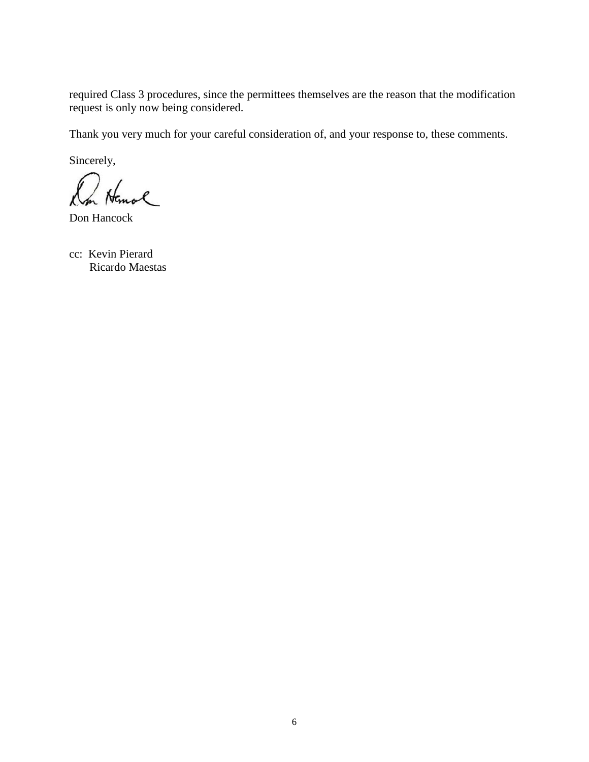required Class 3 procedures, since the permittees themselves are the reason that the modification request is only now being considered.

Thank you very much for your careful consideration of, and your response to, these comments.

Sincerely,

Don Hancock

cc: Kevin Pierard
Ricardo Maestas